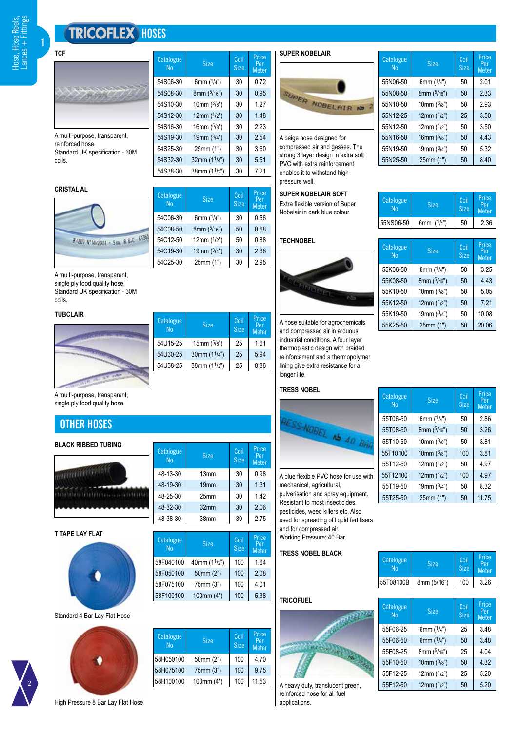# TRICOFLEX HOSES

### TCF

A multi-purpose, transparent, reinforced hose. Standard UK specification - 30M coils.

| Catalogue No | Size | Coil Size | Price Per Meter |
|---|---|---|---|
| 54S06-30 | 6mm (1/4") | 30 | 0.72 |
| 54S08-30 | 8mm (5/16") | 30 | 0.95 |
| 54S10-30 | 10mm (3/8") | 30 | 1.27 |
| 54S12-30 | 12mm (1/2") | 30 | 1.48 |
| 54S16-30 | 16mm (5/8") | 30 | 2.23 |
| 54S19-30 | 19mm (3/4") | 30 | 2.54 |
| 54S25-30 | 25mm (1") | 30 | 3.60 |
| 54S32-30 | 32mm (1 1/4") | 30 | 5.51 |
| 54S38-30 | 38mm (1 1/2") | 30 | 7.21 |

### CRISTAL AL

A multi-purpose, transparent, single ply food quality hose. Standard UK specification - 30M coils.

| Catalogue No | Size | Coil Size | Price Per Meter |
|---|---|---|---|
| 54C06-30 | 6mm (1/4") | 30 | 0.56 |
| 54C08-50 | 8mm (5/16") | 50 | 0.68 |
| 54C12-50 | 12mm (1/2") | 50 | 0.88 |
| 54C19-30 | 19mm (3/4") | 30 | 2.36 |
| 54C25-30 | 25mm (1") | 30 | 2.95 |

### TUBCLAIR

A multi-purpose, transparent, single ply food quality hose.

| Catalogue No | Size | Coil Size | Price Per Meter |
|---|---|---|---|
| 54U15-25 | 15mm (5/8") | 25 | 1.61 |
| 54U30-25 | 30mm (1 1/4") | 25 | 5.94 |
| 54U38-25 | 38mm (1 1/2") | 25 | 8.86 |

## OTHER HOSES

### BLACK RIBBED TUBING

| Catalogue No | Size | Coil Size | Price Per Meter |
|---|---|---|---|
| 48-13-30 | 13mm | 30 | 0.98 |
| 48-19-30 | 19mm | 30 | 1.31 |
| 48-25-30 | 25mm | 30 | 1.42 |
| 48-32-30 | 32mm | 30 | 2.06 |
| 48-38-30 | 38mm | 30 | 2.75 |

### T TAPE LAY FLAT

Standard 4 Bar Lay Flat Hose

| Catalogue No | Size | Coil Size | Price Per Meter |
|---|---|---|---|
| 58F040100 | 40mm (1 1/2") | 100 | 1.64 |
| 58F050100 | 50mm (2") | 100 | 2.08 |
| 58F075100 | 75mm (3") | 100 | 4.01 |
| 58F100100 | 100mm (4") | 100 | 5.38 |

High Pressure 8 Bar Lay Flat Hose

| Catalogue No | Size | Coil Size | Price Per Meter |
|---|---|---|---|
| 58H050100 | 50mm (2") | 100 | 4.70 |
| 58H075100 | 75mm (3") | 100 | 9.75 |
| 58H100100 | 100mm (4") | 100 | 11.53 |

### SUPER NOBELAIR

A beige hose designed for compressed air and gasses. The strong 3 layer design in extra soft PVC with extra reinforcement enables it to withstand high pressure well.

| Catalogue No | Size | Coil Size | Price Per Meter |
|---|---|---|---|
| 55N06-50 | 6mm (1/4") | 50 | 2.01 |
| 55N08-50 | 8mm (5/16") | 50 | 2.33 |
| 55N10-50 | 10mm (3/8") | 50 | 2.93 |
| 55N12-25 | 12mm (1/2") | 25 | 3.50 |
| 55N12-50 | 12mm (1/2") | 50 | 3.50 |
| 55N16-50 | 16mm (5/8") | 50 | 4.43 |
| 55N19-50 | 19mm (3/4") | 50 | 5.32 |
| 55N25-50 | 25mm (1") | 50 | 8.40 |

### SUPER NOBELAIR SOFT

Extra flexible version of Super Nobelair in dark blue colour.

| Catalogue No | Size | Coil Size | Price Per Meter |
|---|---|---|---|
| 55NS06-50 | 6mm (1/4") | 50 | 2.36 |

### TECHNOBEL

A hose suitable for agrochemicals and compressed air in arduous industrial conditions. A four layer thermoplastic design with braided reinforcement and a thermopolymer lining give extra resistance for a longer life.

| Catalogue No | Size | Coil Size | Price Per Meter |
|---|---|---|---|
| 55K06-50 | 6mm (1/4") | 50 | 3.25 |
| 55K08-50 | 8mm (5/16") | 50 | 4.43 |
| 55K10-50 | 10mm (3/8") | 50 | 5.05 |
| 55K12-50 | 12mm (1/2") | 50 | 7.21 |
| 55K19-50 | 19mm (3/4") | 50 | 10.08 |
| 55K25-50 | 25mm (1") | 50 | 20.06 |

### TRESS NOBEL

A blue flexible PVC hose for use with mechanical, agricultural, pulverisation and spray equipment. Resistant to most insecticides, pesticides, weed killers etc. Also used for spreading of liquid fertilisers and for compressed air.
Working Pressure: 40 Bar.

| Catalogue No | Size | Coil Size | Price Per Meter |
|---|---|---|---|
| 55T06-50 | 6mm (1/4") | 50 | 2.86 |
| 55T08-50 | 8mm (5/16") | 50 | 3.26 |
| 55T10-50 | 10mm (3/8") | 50 | 3.81 |
| 55T10100 | 10mm (3/8") | 100 | 3.81 |
| 55T12-50 | 12mm (1/2") | 50 | 4.97 |
| 55T12100 | 12mm (1/2") | 100 | 4.97 |
| 55T19-50 | 19mm (3/4") | 50 | 8.32 |
| 55T25-50 | 25mm (1") | 50 | 11.75 |

### TRESS NOBEL BLACK

| Catalogue No | Size | Coil Size | Price Per Meter |
|---|---|---|---|
| 55T08100B | 8mm (5/16") | 100 | 3.26 |

### TRICOFUEL

A heavy duty, translucent green, reinforced hose for all fuel applications.

| Catalogue No | Size | Coil Size | Price Per Meter |
|---|---|---|---|
| 55F06-25 | 6mm (1/4") | 25 | 3.48 |
| 55F06-50 | 6mm (1/4") | 50 | 3.48 |
| 55F08-25 | 8mm (5/16") | 25 | 4.04 |
| 55F10-50 | 10mm (3/8") | 50 | 4.32 |
| 55F12-25 | 12mm (1/2") | 25 | 5.20 |
| 55F12-50 | 12mm (1/2") | 50 | 5.20 |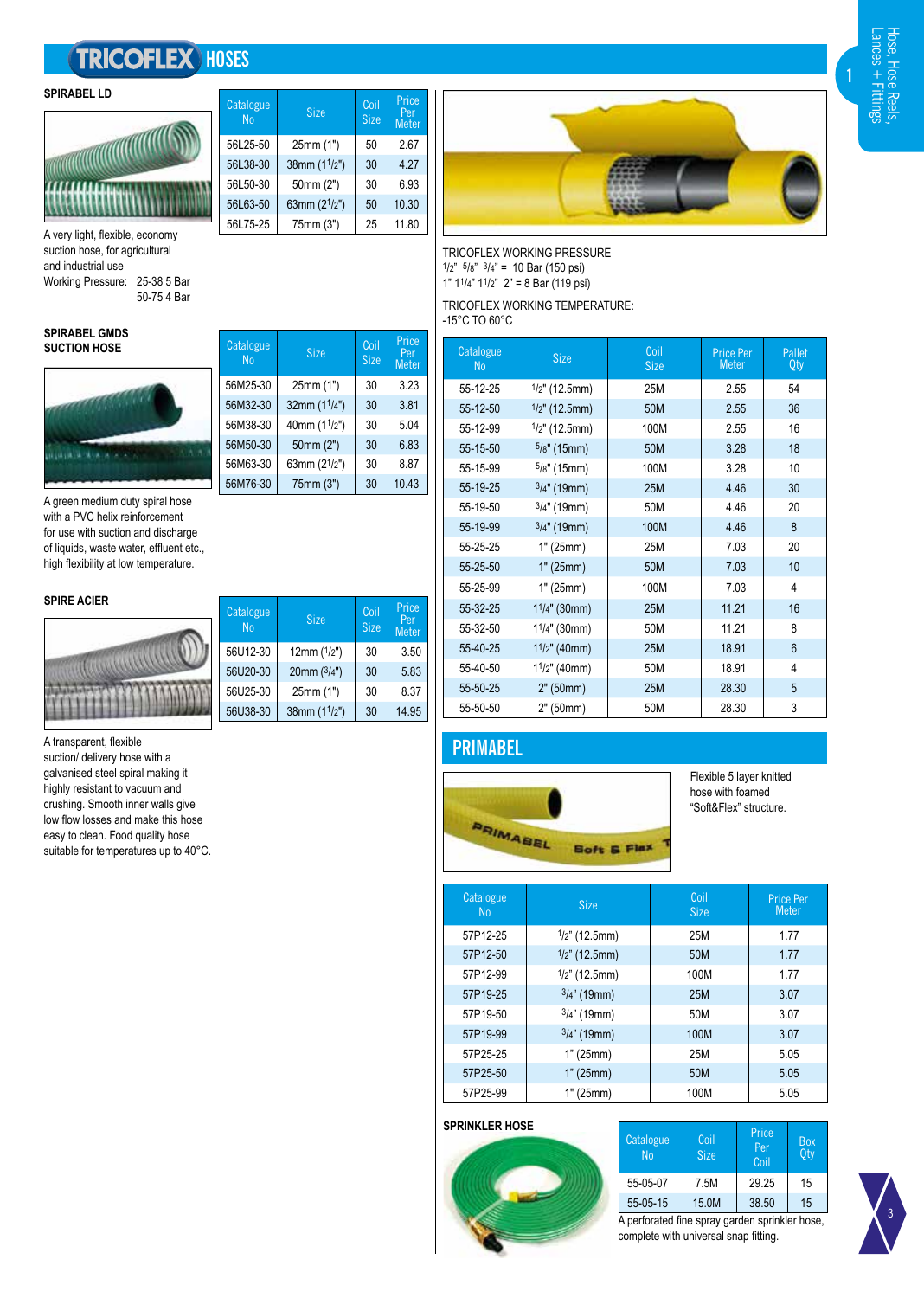# TRICOFLEX HOSES

## SPIRABEL LD

| Catalogue No | Size | Coil Size | Price Per Meter |
|---|---|---|---|
| 56L25-50 | 25mm (1") | 50 | 2.67 |
| 56L38-30 | 38mm (1½") | 30 | 4.27 |
| 56L50-30 | 50mm (2") | 30 | 6.93 |
| 56L63-50 | 63mm (2½") | 50 | 10.30 |
| 56L75-25 | 75mm (3") | 25 | 11.80 |

A very light, flexible, economy suction hose, for agricultural and industrial use

Working Pressure: 25-38 5 Bar
50-75 4 Bar

## SPIRABEL GMDS SUCTION HOSE

| Catalogue No | Size | Coil Size | Price Per Meter |
|---|---|---|---|
| 56M25-30 | 25mm (1") | 30 | 3.23 |
| 56M32-30 | 32mm (1¼") | 30 | 3.81 |
| 56M38-30 | 40mm (1½") | 30 | 5.04 |
| 56M50-30 | 50mm (2") | 30 | 6.83 |
| 56M63-30 | 63mm (2½") | 30 | 8.87 |
| 56M76-30 | 75mm (3") | 30 | 10.43 |

A green medium duty spiral hose with a PVC helix reinforcement for use with suction and discharge of liquids, waste water, effluent etc., high flexibility at low temperature.

## SPIRE ACIER

| Catalogue No | Size | Coil Size | Price Per Meter |
|---|---|---|---|
| 56U12-30 | 12mm (½") | 30 | 3.50 |
| 56U20-30 | 20mm (¾") | 30 | 5.83 |
| 56U25-30 | 25mm (1") | 30 | 8.37 |
| 56U38-30 | 38mm (1½") | 30 | 14.95 |

A transparent, flexible suction/ delivery hose with a galvanised steel spiral making it highly resistant to vacuum and crushing. Smooth inner walls give low flow losses and make this hose easy to clean. Food quality hose suitable for temperatures up to 40°C.

## TRICOFLEX

TRICOFLEX WORKING PRESSURE
½" ⅝" ¾" = 10 Bar (150 psi)
1" 1¼" 1½" 2" = 8 Bar (119 psi)

TRICOFLEX WORKING TEMPERATURE:
-15°C TO 60°C

| Catalogue No | Size | Coil Size | Price Per Meter | Pallet Qty |
|---|---|---|---|---|
| 55-12-25 | ½" (12.5mm) | 25M | 2.55 | 54 |
| 55-12-50 | ½" (12.5mm) | 50M | 2.55 | 36 |
| 55-12-99 | ½" (12.5mm) | 100M | 2.55 | 16 |
| 55-15-50 | ⅝" (15mm) | 50M | 3.28 | 18 |
| 55-15-99 | ⅝" (15mm) | 100M | 3.28 | 10 |
| 55-19-25 | ¾" (19mm) | 25M | 4.46 | 30 |
| 55-19-50 | ¾" (19mm) | 50M | 4.46 | 20 |
| 55-19-99 | ¾" (19mm) | 100M | 4.46 | 8 |
| 55-25-25 | 1" (25mm) | 25M | 7.03 | 20 |
| 55-25-50 | 1" (25mm) | 50M | 7.03 | 10 |
| 55-25-99 | 1" (25mm) | 100M | 7.03 | 4 |
| 55-32-25 | 1¼" (30mm) | 25M | 11.21 | 16 |
| 55-32-50 | 1¼" (30mm) | 50M | 11.21 | 8 |
| 55-40-25 | 1½" (40mm) | 25M | 18.91 | 6 |
| 55-40-50 | 1½" (40mm) | 50M | 18.91 | 4 |
| 55-50-25 | 2" (50mm) | 25M | 28.30 | 5 |
| 55-50-50 | 2" (50mm) | 50M | 28.30 | 3 |

## PRIMABEL

Flexible 5 layer knitted hose with foamed "Soft&Flex" structure.

| Catalogue No | Size | Coil Size | Price Per Meter |
|---|---|---|---|
| 57P12-25 | ½" (12.5mm) | 25M | 1.77 |
| 57P12-50 | ½" (12.5mm) | 50M | 1.77 |
| 57P12-99 | ½" (12.5mm) | 100M | 1.77 |
| 57P19-25 | ¾" (19mm) | 25M | 3.07 |
| 57P19-50 | ¾" (19mm) | 50M | 3.07 |
| 57P19-99 | ¾" (19mm) | 100M | 3.07 |
| 57P25-25 | 1" (25mm) | 25M | 5.05 |
| 57P25-50 | 1" (25mm) | 50M | 5.05 |
| 57P25-99 | 1" (25mm) | 100M | 5.05 |

## SPRINKLER HOSE

| Catalogue No | Coil Size | Price Per Coil | Box Qty |
|---|---|---|---|
| 55-05-07 | 7.5M | 29.25 | 15 |
| 55-05-15 | 15.0M | 38.50 | 15 |

A perforated fine spray garden sprinkler hose, complete with universal snap fitting.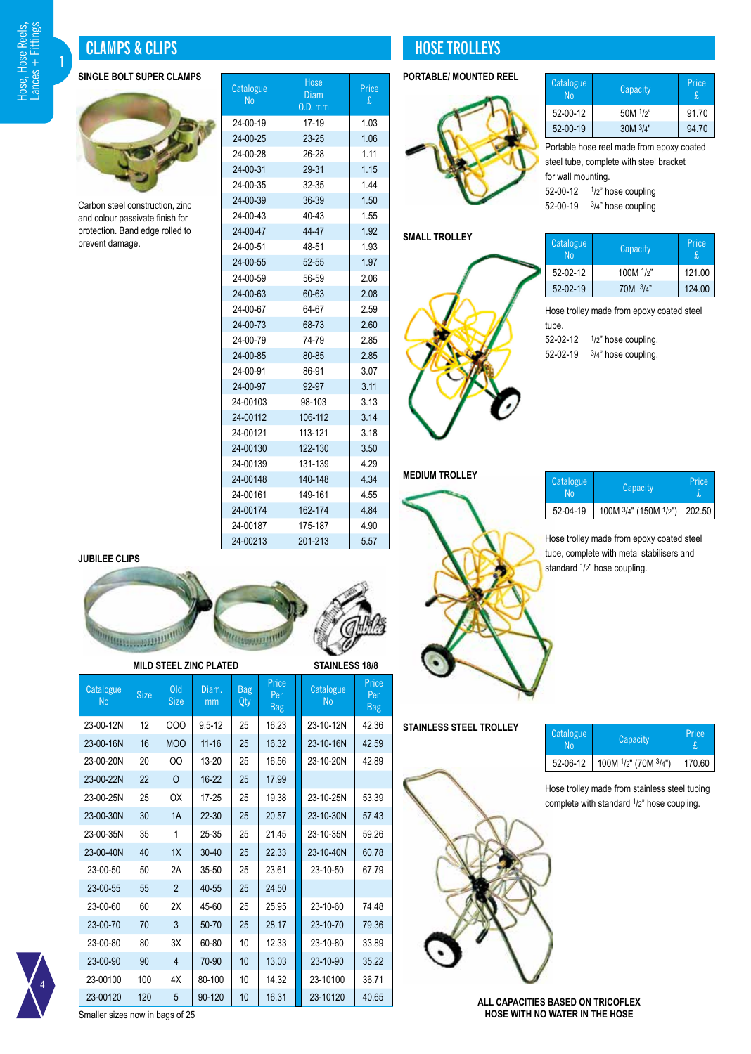## CLAMPS & CLIPS

### SINGLE BOLT SUPER CLAMPS

Carbon steel construction, zinc and colour passivate finish for protection. Band edge rolled to prevent damage.

| Catalogue No | Hose Diam O.D. mm | Price £ |
|---|---|---|
| 24-00-19 | 17-19 | 1.03 |
| 24-00-25 | 23-25 | 1.06 |
| 24-00-28 | 26-28 | 1.11 |
| 24-00-31 | 29-31 | 1.15 |
| 24-00-35 | 32-35 | 1.44 |
| 24-00-39 | 36-39 | 1.50 |
| 24-00-43 | 40-43 | 1.55 |
| 24-00-47 | 44-47 | 1.92 |
| 24-00-51 | 48-51 | 1.93 |
| 24-00-55 | 52-55 | 1.97 |
| 24-00-59 | 56-59 | 2.06 |
| 24-00-63 | 60-63 | 2.08 |
| 24-00-67 | 64-67 | 2.59 |
| 24-00-73 | 68-73 | 2.60 |
| 24-00-79 | 74-79 | 2.85 |
| 24-00-85 | 80-85 | 2.85 |
| 24-00-91 | 86-91 | 3.07 |
| 24-00-97 | 92-97 | 3.11 |
| 24-00103 | 98-103 | 3.13 |
| 24-00112 | 106-112 | 3.14 |
| 24-00121 | 113-121 | 3.18 |
| 24-00130 | 122-130 | 3.50 |
| 24-00139 | 131-139 | 4.29 |
| 24-00148 | 140-148 | 4.34 |
| 24-00161 | 149-161 | 4.55 |
| 24-00174 | 162-174 | 4.84 |
| 24-00187 | 175-187 | 4.90 |
| 24-00213 | 201-213 | 5.57 |

### JUBILEE CLIPS

| MILD STEEL ZINC PLATED | | | | | | STAINLESS 18/8 | |
|---|---|---|---|---|---|---|---|
| Catalogue No | Size | Old Size | Diam. mm | Bag Qty | Price Per Bag | Catalogue No | Price Per Bag |
| 23-00-12N | 12 | OOO | 9.5-12 | 25 | 16.23 | 23-10-12N | 42.36 |
| 23-00-16N | 16 | MOO | 11-16 | 25 | 16.32 | 23-10-16N | 42.59 |
| 23-00-20N | 20 | OO | 13-20 | 25 | 16.56 | 23-10-20N | 42.89 |
| 23-00-22N | 22 | O | 16-22 | 25 | 17.99 | | |
| 23-00-25N | 25 | OX | 17-25 | 25 | 19.38 | 23-10-25N | 53.39 |
| 23-00-30N | 30 | 1A | 22-30 | 25 | 20.57 | 23-10-30N | 57.43 |
| 23-00-35N | 35 | 1 | 25-35 | 25 | 21.45 | 23-10-35N | 59.26 |
| 23-00-40N | 40 | 1X | 30-40 | 25 | 22.33 | 23-10-40N | 60.78 |
| 23-00-50 | 50 | 2A | 35-50 | 25 | 23.61 | 23-10-50 | 67.79 |
| 23-00-55 | 55 | 2 | 40-55 | 25 | 24.50 | | |
| 23-00-60 | 60 | 2X | 45-60 | 25 | 25.95 | 23-10-60 | 74.48 |
| 23-00-70 | 70 | 3 | 50-70 | 25 | 28.17 | 23-10-70 | 79.36 |
| 23-00-80 | 80 | 3X | 60-80 | 10 | 12.33 | 23-10-80 | 33.89 |
| 23-00-90 | 90 | 4 | 70-90 | 10 | 13.03 | 23-10-90 | 35.22 |
| 23-00100 | 100 | 4X | 80-100 | 10 | 14.32 | 23-10100 | 36.71 |
| 23-00120 | 120 | 5 | 90-120 | 10 | 16.31 | 23-10120 | 40.65 |

Smaller sizes now in bags of 25

## HOSE TROLLEYS

### PORTABLE/ MOUNTED REEL

| Catalogue No | Capacity | Price £ |
|---|---|---|
| 52-00-12 | 50M 1/2" | 91.70 |
| 52-00-19 | 30M 3/4" | 94.70 |

Portable hose reel made from epoxy coated steel tube, complete with steel bracket for wall mounting.

52-00-12 1/2" hose coupling
52-00-19 3/4" hose coupling

### SMALL TROLLEY

| Catalogue No | Capacity | Price £ |
|---|---|---|
| 52-02-12 | 100M 1/2" | 121.00 |
| 52-02-19 | 70M 3/4" | 124.00 |

Hose trolley made from epoxy coated steel tube.

52-02-12 1/2" hose coupling.
52-02-19 3/4" hose coupling.

### MEDIUM TROLLEY

| Catalogue No | Capacity | Price £ |
|---|---|---|
| 52-04-19 | 100M 3/4" (150M 1/2") | 202.50 |

Hose trolley made from epoxy coated steel tube, complete with metal stabilisers and standard 1/2" hose coupling.

### STAINLESS STEEL TROLLEY

| Catalogue No | Capacity | Price £ |
|---|---|---|
| 52-06-12 | 100M 1/2" (70M 3/4") | 170.60 |

Hose trolley made from stainless steel tubing complete with standard 1/2" hose coupling.

**ALL CAPACITIES BASED ON TRICOFLEX HOSE WITH NO WATER IN THE HOSE**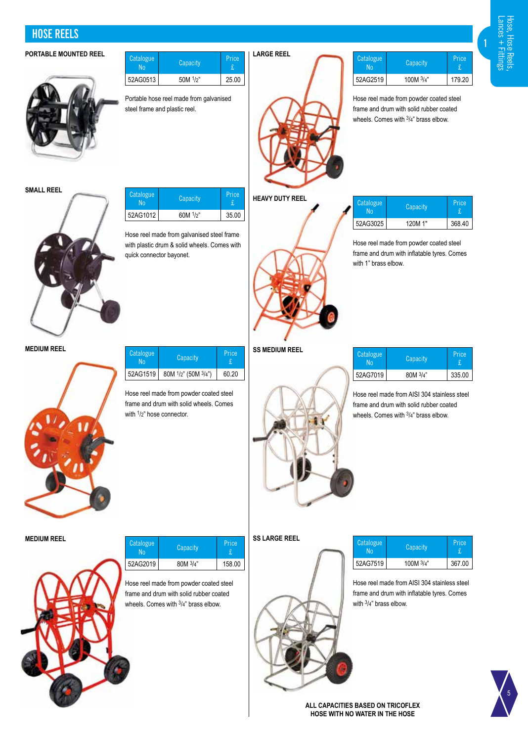## HOSE REELS

### PORTABLE MOUNTED REEL

| Catalogue No | Capacity | Price £ |
|---|---|---|
| 52AG0513 | 50M 1/2" | 25.00 |

Portable hose reel made from galvanised steel frame and plastic reel.

### SMALL REEL

| Catalogue No | Capacity | Price £ |
|---|---|---|
| 52AG1012 | 60M 1/2" | 35.00 |

Hose reel made from galvanised steel frame with plastic drum & solid wheels. Comes with quick connector bayonet.

### MEDIUM REEL

| Catalogue No | Capacity | Price £ |
|---|---|---|
| 52AG1519 | 80M 1/2" (50M 3/4") | 60.20 |

Hose reel made from powder coated steel frame and drum with solid wheels. Comes with 1/2" hose connector.

### MEDIUM REEL

| Catalogue No | Capacity | Price £ |
|---|---|---|
| 52AG2019 | 80M 3/4" | 158.00 |

Hose reel made from powder coated steel frame and drum with solid rubber coated wheels. Comes with 3/4" brass elbow.

### LARGE REEL

| Catalogue No | Capacity | Price £ |
|---|---|---|
| 52AG2519 | 100M 3/4" | 179.20 |

Hose reel made from powder coated steel frame and drum with solid rubber coated wheels. Comes with 3/4" brass elbow.

### HEAVY DUTY REEL

| Catalogue No | Capacity | Price £ |
|---|---|---|
| 52AG3025 | 120M 1" | 368.40 |

Hose reel made from powder coated steel frame and drum with inflatable tyres. Comes with 1" brass elbow.

### SS MEDIUM REEL

| Catalogue No | Capacity | Price £ |
|---|---|---|
| 52AG7019 | 80M 3/4" | 335.00 |

Hose reel made from AISI 304 stainless steel frame and drum with solid rubber coated wheels. Comes with 3/4" brass elbow.

### SS LARGE REEL

| Catalogue No | Capacity | Price £ |
|---|---|---|
| 52AG7519 | 100M 3/4" | 367.00 |

Hose reel made from AISI 304 stainless steel frame and drum with inflatable tyres. Comes with 3/4" brass elbow.

**ALL CAPACITIES BASED ON TRICOFLEX HOSE WITH NO WATER IN THE HOSE**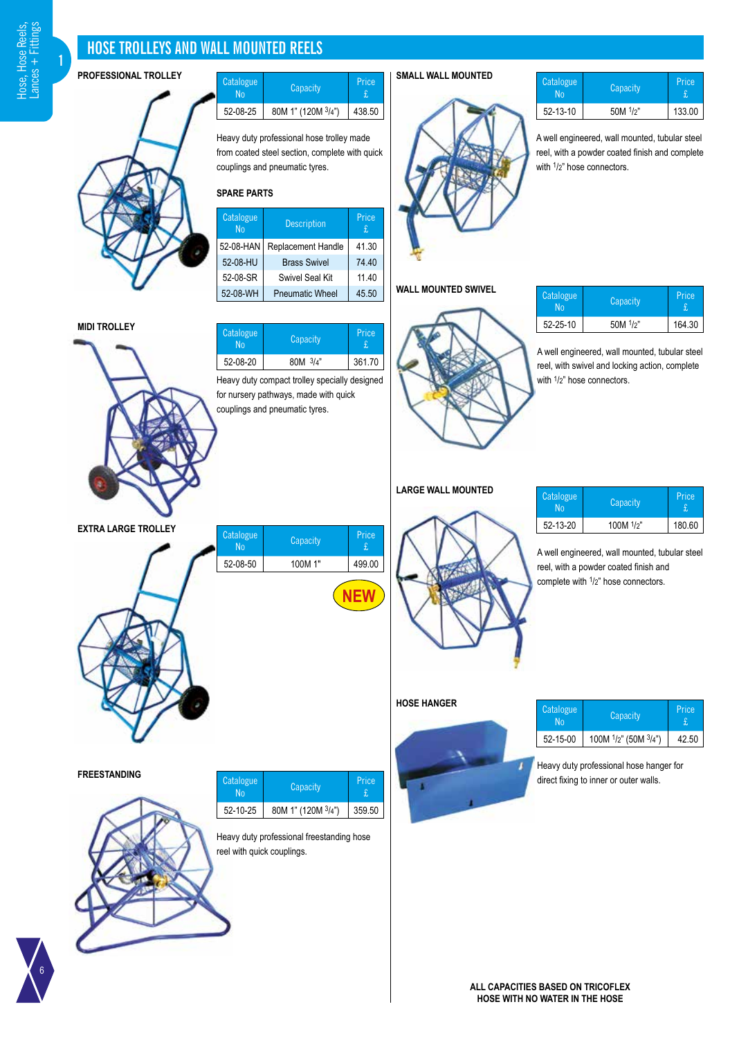# HOSE TROLLEYS AND WALL MOUNTED REELS

## PROFESSIONAL TROLLEY

| Catalogue No | Capacity | Price £ |
|---|---|---|
| 52-08-25 | 80M 1" (120M 3/4") | 438.50 |

Heavy duty professional hose trolley made from coated steel section, complete with quick couplings and pneumatic tyres.

### SPARE PARTS

| Catalogue No | Description | Price £ |
|---|---|---|
| 52-08-HAN | Replacement Handle | 41.30 |
| 52-08-HU | Brass Swivel | 74.40 |
| 52-08-SR | Swivel Seal Kit | 11.40 |
| 52-08-WH | Pneumatic Wheel | 45.50 |

## MIDI TROLLEY

| Catalogue No | Capacity | Price £ |
|---|---|---|
| 52-08-20 | 80M 3/4" | 361.70 |

Heavy duty compact trolley specially designed for nursery pathways, made with quick couplings and pneumatic tyres.

## EXTRA LARGE TROLLEY

| Catalogue No | Capacity | Price £ |
|---|---|---|
| 52-08-50 | 100M 1" | 499.00 |

NEW

## FREESTANDING

| Catalogue No | Capacity | Price £ |
|---|---|---|
| 52-10-25 | 80M 1" (120M 3/4") | 359.50 |

Heavy duty professional freestanding hose reel with quick couplings.

## SMALL WALL MOUNTED

| Catalogue No | Capacity | Price £ |
|---|---|---|
| 52-13-10 | 50M 1/2" | 133.00 |

A well engineered, wall mounted, tubular steel reel, with a powder coated finish and complete with 1/2" hose connectors.

## WALL MOUNTED SWIVEL

| Catalogue No | Capacity | Price £ |
|---|---|---|
| 52-25-10 | 50M 1/2" | 164.30 |

A well engineered, wall mounted, tubular steel reel, with swivel and locking action, complete with 1/2" hose connectors.

## LARGE WALL MOUNTED

| Catalogue No | Capacity | Price £ |
|---|---|---|
| 52-13-20 | 100M 1/2" | 180.60 |

A well engineered, wall mounted, tubular steel reel, with a powder coated finish and complete with 1/2" hose connectors.

## HOSE HANGER

| Catalogue No | Capacity | Price £ |
|---|---|---|
| 52-15-00 | 100M 1/2" (50M 3/4") | 42.50 |

Heavy duty professional hose hanger for direct fixing to inner or outer walls.

**ALL CAPACITIES BASED ON TRICOFLEX HOSE WITH NO WATER IN THE HOSE**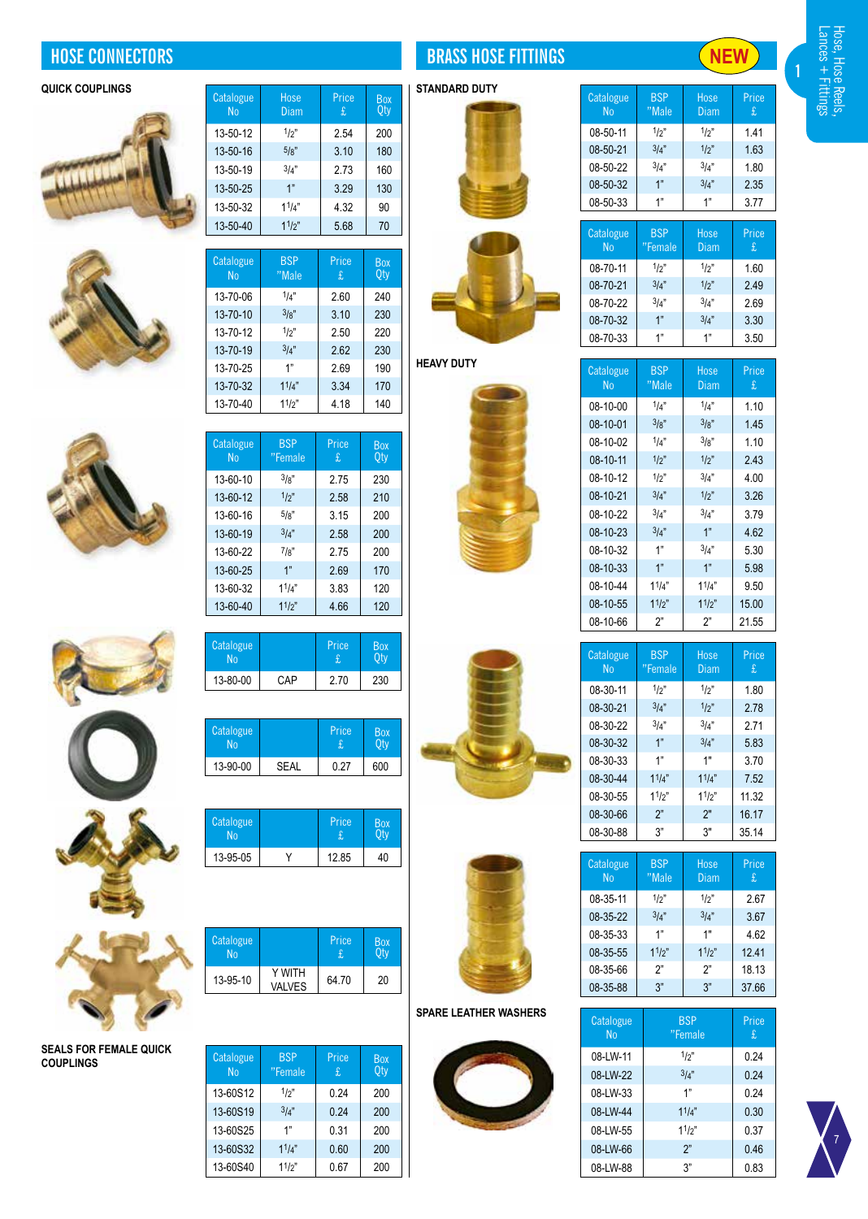## HOSE CONNECTORS

### QUICK COUPLINGS

| Catalogue No | Hose Diam | Price £ | Box Qty |
|---|---|---|---|
| 13-50-12 | 1/2" | 2.54 | 200 |
| 13-50-16 | 5/8" | 3.10 | 180 |
| 13-50-19 | 3/4" | 2.73 | 160 |
| 13-50-25 | 1" | 3.29 | 130 |
| 13-50-32 | 1 1/4" | 4.32 | 90 |
| 13-50-40 | 1 1/2" | 5.68 | 70 |

| Catalogue No | BSP "Male | Price £ | Box Qty |
|---|---|---|---|
| 13-70-06 | 1/4" | 2.60 | 240 |
| 13-70-10 | 3/8" | 3.10 | 230 |
| 13-70-12 | 1/2" | 2.50 | 220 |
| 13-70-19 | 3/4" | 2.62 | 230 |
| 13-70-25 | 1" | 2.69 | 190 |
| 13-70-32 | 1 1/4" | 3.34 | 170 |
| 13-70-40 | 1 1/2" | 4.18 | 140 |

| Catalogue No | BSP "Female | Price £ | Box Qty |
|---|---|---|---|
| 13-60-10 | 3/8" | 2.75 | 230 |
| 13-60-12 | 1/2" | 2.58 | 210 |
| 13-60-16 | 5/8" | 3.15 | 200 |
| 13-60-19 | 3/4" | 2.58 | 200 |
| 13-60-22 | 7/8" | 2.75 | 200 |
| 13-60-25 | 1" | 2.69 | 170 |
| 13-60-32 | 1 1/4" | 3.83 | 120 |
| 13-60-40 | 1 1/2" | 4.66 | 120 |

| Catalogue No | | Price £ | Box Qty |
|---|---|---|---|
| 13-80-00 | CAP | 2.70 | 230 |

| Catalogue No | | Price £ | Box Qty |
|---|---|---|---|
| 13-90-00 | SEAL | 0.27 | 600 |

| Catalogue No | | Price £ | Box Qty |
|---|---|---|---|
| 13-95-05 | Y | 12.85 | 40 |

| Catalogue No | | Price £ | Box Qty |
|---|---|---|---|
| 13-95-10 | Y WITH VALVES | 64.70 | 20 |

### SEALS FOR FEMALE QUICK COUPLINGS

| Catalogue No | BSP "Female | Price £ | Box Qty |
|---|---|---|---|
| 13-60S12 | 1/2" | 0.24 | 200 |
| 13-60S19 | 3/4" | 0.24 | 200 |
| 13-60S25 | 1" | 0.31 | 200 |
| 13-60S32 | 1 1/4" | 0.60 | 200 |
| 13-60S40 | 1 1/2" | 0.67 | 200 |

## BRASS HOSE FITTINGS NEW

### STANDARD DUTY

| Catalogue No | BSP "Male | Hose Diam | Price £ |
|---|---|---|---|
| 08-50-11 | 1/2" | 1/2" | 1.41 |
| 08-50-21 | 3/4" | 1/2" | 1.63 |
| 08-50-22 | 3/4" | 3/4" | 1.80 |
| 08-50-32 | 1" | 3/4" | 2.35 |
| 08-50-33 | 1" | 1" | 3.77 |

| Catalogue No | BSP "Female | Hose Diam | Price £ |
|---|---|---|---|
| 08-70-11 | 1/2" | 1/2" | 1.60 |
| 08-70-21 | 3/4" | 1/2" | 2.49 |
| 08-70-22 | 3/4" | 3/4" | 2.69 |
| 08-70-32 | 1" | 3/4" | 3.30 |
| 08-70-33 | 1" | 1" | 3.50 |

### HEAVY DUTY

| Catalogue No | BSP "Male | Hose Diam | Price £ |
|---|---|---|---|
| 08-10-00 | 1/4" | 1/4" | 1.10 |
| 08-10-01 | 3/8" | 3/8" | 1.45 |
| 08-10-02 | 1/4" | 3/8" | 1.10 |
| 08-10-11 | 1/2" | 1/2" | 2.43 |
| 08-10-12 | 1/2" | 3/4" | 4.00 |
| 08-10-21 | 3/4" | 1/2" | 3.26 |
| 08-10-22 | 3/4" | 3/4" | 3.79 |
| 08-10-23 | 3/4" | 1" | 4.62 |
| 08-10-32 | 1" | 3/4" | 5.30 |
| 08-10-33 | 1" | 1" | 5.98 |
| 08-10-44 | 1 1/4" | 1 1/4" | 9.50 |
| 08-10-55 | 1 1/2" | 1 1/2" | 15.00 |
| 08-10-66 | 2" | 2" | 21.55 |

| Catalogue No | BSP "Female | Hose Diam | Price £ |
|---|---|---|---|
| 08-30-11 | 1/2" | 1/2" | 1.80 |
| 08-30-21 | 3/4" | 1/2" | 2.78 |
| 08-30-22 | 3/4" | 3/4" | 2.71 |
| 08-30-32 | 1" | 3/4" | 5.83 |
| 08-30-33 | 1" | 1" | 3.70 |
| 08-30-44 | 1 1/4" | 1 1/4" | 7.52 |
| 08-30-55 | 1 1/2" | 1 1/2" | 11.32 |
| 08-30-66 | 2" | 2" | 16.17 |
| 08-30-88 | 3" | 3" | 35.14 |

| Catalogue No | BSP "Male | Hose Diam | Price £ |
|---|---|---|---|
| 08-35-11 | 1/2" | 1/2" | 2.67 |
| 08-35-22 | 3/4" | 3/4" | 3.67 |
| 08-35-33 | 1" | 1" | 4.62 |
| 08-35-55 | 1 1/2" | 1 1/2" | 12.41 |
| 08-35-66 | 2" | 2" | 18.13 |
| 08-35-88 | 3" | 3" | 37.66 |

### SPARE LEATHER WASHERS

| Catalogue No | BSP "Female | Price £ |
|---|---|---|
| 08-LW-11 | 1/2" | 0.24 |
| 08-LW-22 | 3/4" | 0.24 |
| 08-LW-33 | 1" | 0.24 |
| 08-LW-44 | 1 1/4" | 0.30 |
| 08-LW-55 | 1 1/2" | 0.37 |
| 08-LW-66 | 2" | 0.46 |
| 08-LW-88 | 3" | 0.83 |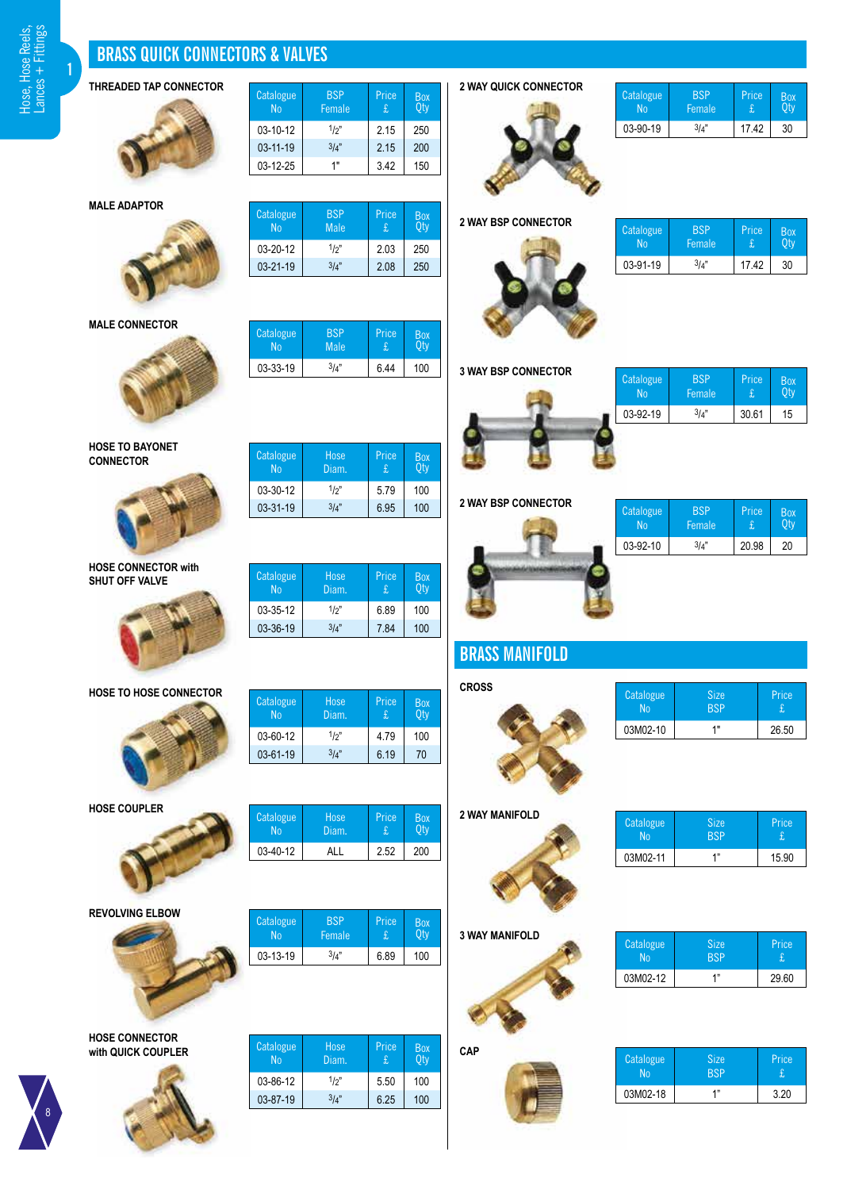# BRASS QUICK CONNECTORS & VALVES

### THREADED TAP CONNECTOR

| Catalogue No | BSP Female | Price £ | Box Qty |
|---|---|---|---|
| 03-10-12 | 1/2" | 2.15 | 250 |
| 03-11-19 | 3/4" | 2.15 | 200 |
| 03-12-25 | 1" | 3.42 | 150 |

### MALE ADAPTOR

| Catalogue No | BSP Male | Price £ | Box Qty |
|---|---|---|---|
| 03-20-12 | 1/2" | 2.03 | 250 |
| 03-21-19 | 3/4" | 2.08 | 250 |

### MALE CONNECTOR

| Catalogue No | BSP Male | Price £ | Box Qty |
|---|---|---|---|
| 03-33-19 | 3/4" | 6.44 | 100 |

### HOSE TO BAYONET CONNECTOR

| Catalogue No | Hose Diam. | Price £ | Box Qty |
|---|---|---|---|
| 03-30-12 | 1/2" | 5.79 | 100 |
| 03-31-19 | 3/4" | 6.95 | 100 |

### HOSE CONNECTOR with SHUT OFF VALVE

| Catalogue No | Hose Diam. | Price £ | Box Qty |
|---|---|---|---|
| 03-35-12 | 1/2" | 6.89 | 100 |
| 03-36-19 | 3/4" | 7.84 | 100 |

### HOSE TO HOSE CONNECTOR

| Catalogue No | Hose Diam. | Price £ | Box Qty |
|---|---|---|---|
| 03-60-12 | 1/2" | 4.79 | 100 |
| 03-61-19 | 3/4" | 6.19 | 70 |

### HOSE COUPLER

| Catalogue No | Hose Diam. | Price £ | Box Qty |
|---|---|---|---|
| 03-40-12 | ALL | 2.52 | 200 |

### REVOLVING ELBOW

| Catalogue No | BSP Female | Price £ | Box Qty |
|---|---|---|---|
| 03-13-19 | 3/4" | 6.89 | 100 |

### HOSE CONNECTOR with QUICK COUPLER

| Catalogue No | Hose Diam. | Price £ | Box Qty |
|---|---|---|---|
| 03-86-12 | 1/2" | 5.50 | 100 |
| 03-87-19 | 3/4" | 6.25 | 100 |

### 2 WAY QUICK CONNECTOR

| Catalogue No | BSP Female | Price £ | Box Qty |
|---|---|---|---|
| 03-90-19 | 3/4" | 17.42 | 30 |

### 2 WAY BSP CONNECTOR

| Catalogue No | BSP Female | Price £ | Box Qty |
|---|---|---|---|
| 03-91-19 | 3/4" | 17.42 | 30 |

### 3 WAY BSP CONNECTOR

| Catalogue No | BSP Female | Price £ | Box Qty |
|---|---|---|---|
| 03-92-19 | 3/4" | 30.61 | 15 |

### 2 WAY BSP CONNECTOR

| Catalogue No | BSP Female | Price £ | Box Qty |
|---|---|---|---|
| 03-92-10 | 3/4" | 20.98 | 20 |

# BRASS MANIFOLD

### CROSS

| Catalogue No | Size BSP | Price £ |
|---|---|---|
| 03M02-10 | 1" | 26.50 |

### 2 WAY MANIFOLD

| Catalogue No | Size BSP | Price £ |
|---|---|---|
| 03M02-11 | 1" | 15.90 |

### 3 WAY MANIFOLD

| Catalogue No | Size BSP | Price £ |
|---|---|---|
| 03M02-12 | 1" | 29.60 |

### CAP

| Catalogue No | Size BSP | Price £ |
|---|---|---|
| 03M02-18 | 1" | 3.20 |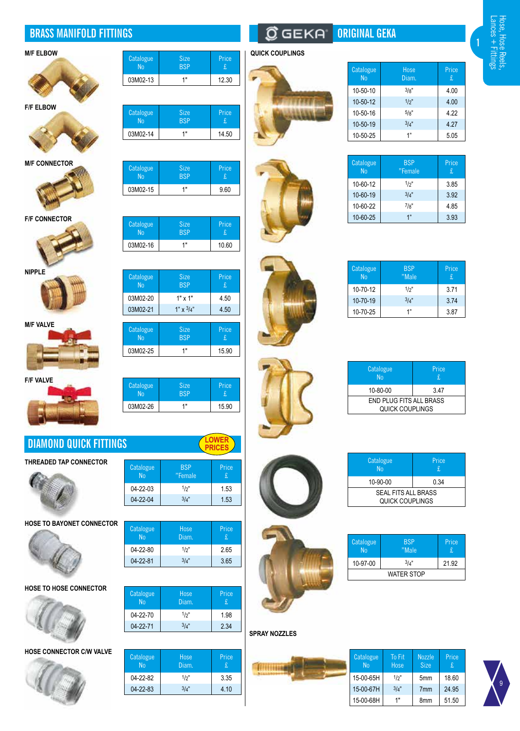## BRASS MANIFOLD FITTINGS

### M/F ELBOW

| Catalogue No | Size BSP | Price £ |
|---|---|---|
| 03M02-13 | 1" | 12.30 |

### F/F ELBOW

| Catalogue No | Size BSP | Price £ |
|---|---|---|
| 03M02-14 | 1" | 14.50 |

### M/F CONNECTOR

| Catalogue No | Size BSP | Price £ |
|---|---|---|
| 03M02-15 | 1" | 9.60 |

### F/F CONNECTOR

| Catalogue No | Size BSP | Price £ |
|---|---|---|
| 03M02-16 | 1" | 10.60 |

### NIPPLE

| Catalogue No | Size BSP | Price £ |
|---|---|---|
| 03M02-20 | 1" x 1" | 4.50 |
| 03M02-21 | 1" x 3/4" | 4.50 |

### M/F VALVE

| Catalogue No | Size BSP | Price £ |
|---|---|---|
| 03M02-25 | 1" | 15.90 |

### F/F VALVE

| Catalogue No | Size BSP | Price £ |
|---|---|---|
| 03M02-26 | 1" | 15.90 |

## DIAMOND QUICK FITTINGS

LOWER PRICES

### THREADED TAP CONNECTOR

| Catalogue No | BSP "Female | Price £ |
|---|---|---|
| 04-22-03 | 1/2" | 1.53 |
| 04-22-04 | 3/4" | 1.53 |

### HOSE TO BAYONET CONNECTOR

| Catalogue No | Hose Diam. | Price £ |
|---|---|---|
| 04-22-80 | 1/2" | 2.65 |
| 04-22-81 | 3/4" | 3.65 |

### HOSE TO HOSE CONNECTOR

| Catalogue No | Hose Diam. | Price £ |
|---|---|---|
| 04-22-70 | 1/2" | 1.98 |
| 04-22-71 | 3/4" | 2.34 |

### HOSE CONNECTOR C/W VALVE

| Catalogue No | Hose Diam. | Price £ |
|---|---|---|
| 04-22-82 | 1/2" | 3.35 |
| 04-22-83 | 3/4" | 4.10 |

## GEKA ORIGINAL GEKA

### QUICK COUPLINGS

| Catalogue No | Hose Diam. | Price £ |
|---|---|---|
| 10-50-10 | 3/8" | 4.00 |
| 10-50-12 | 1/2" | 4.00 |
| 10-50-16 | 5/8" | 4.22 |
| 10-50-19 | 3/4" | 4.27 |
| 10-50-25 | 1" | 5.05 |

| Catalogue No | BSP "Female | Price £ |
|---|---|---|
| 10-60-12 | 1/2" | 3.85 |
| 10-60-19 | 3/4" | 3.92 |
| 10-60-22 | 7/8" | 4.85 |
| 10-60-25 | 1" | 3.93 |

| Catalogue No | BSP "Male | Price £ |
|---|---|---|
| 10-70-12 | 1/2" | 3.71 |
| 10-70-19 | 3/4" | 3.74 |
| 10-70-25 | 1" | 3.87 |

| Catalogue No | Price £ |
|---|---|
| 10-80-00 | 3.47 |
| END PLUG FITS ALL BRASS QUICK COUPLINGS | |

| Catalogue No | Price £ |
|---|---|
| 10-90-00 | 0.34 |
| SEAL FITS ALL BRASS QUICK COUPLINGS | |

| Catalogue No | BSP "Male | Price £ |
|---|---|---|
| 10-97-00 | 3/4" | 21.92 |
| WATER STOP | | |

### SPRAY NOZZLES

| Catalogue No | To Fit Hose | Nozzle Size | Price £ |
|---|---|---|---|
| 15-00-65H | 1/2" | 5mm | 18.60 |
| 15-00-67H | 3/4" | 7mm | 24.95 |
| 15-00-68H | 1" | 8mm | 51.50 |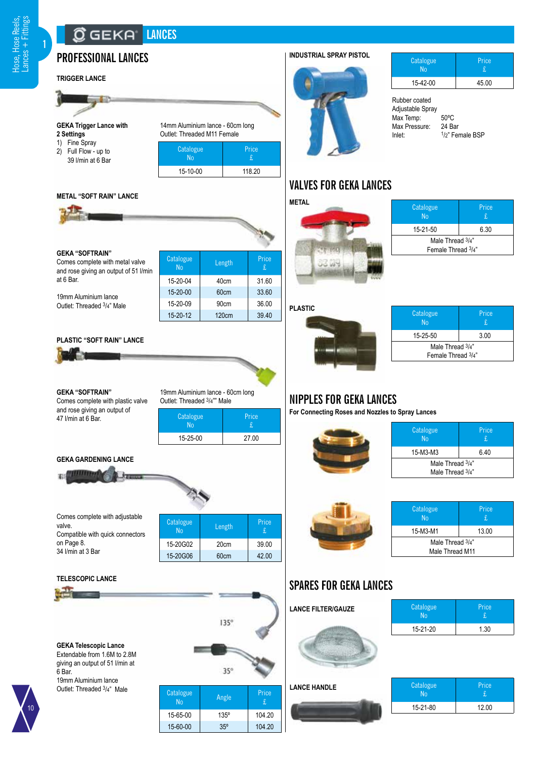# GEKA LANCES

## PROFESSIONAL LANCES

### TRIGGER LANCE

**GEKA Trigger Lance with 2 Settings**
1) Fine Spray
2) Full Flow - up to 39 l/min at 6 Bar

14mm Aluminium lance - 60cm long
Outlet: Threaded M11 Female

| Catalogue No | Price £ |
|---|---|
| 15-10-00 | 118.20 |

### METAL "SOFT RAIN" LANCE

**GEKA "SOFTRAIN"**
Comes complete with metal valve and rose giving an output of 51 l/min at 6 Bar.

19mm Aluminium lance
Outlet: Threaded 3/4" Male

| Catalogue No | Length | Price £ |
|---|---|---|
| 15-20-04 | 40cm | 31.60 |
| 15-20-00 | 60cm | 33.60 |
| 15-20-09 | 90cm | 36.00 |
| 15-20-12 | 120cm | 39.40 |

### PLASTIC "SOFT RAIN" LANCE

**GEKA "SOFTRAIN"**
Comes complete with plastic valve and rose giving an output of 47 l/min at 6 Bar.

19mm Aluminium lance - 60cm long
Outlet: Threaded 3/4"" Male

| Catalogue No | Price £ |
|---|---|
| 15-25-00 | 27.00 |

### GEKA GARDENING LANCE

Comes complete with adjustable valve.
Compatible with quick connectors on Page 8.
34 l/min at 3 Bar

| Catalogue No | Length | Price £ |
|---|---|---|
| 15-20G02 | 20cm | 39.00 |
| 15-20G06 | 60cm | 42.00 |

### TELESCOPIC LANCE

135°

35°

**GEKA Telescopic Lance**
Extendable from 1.6M to 2.8M giving an output of 51 l/min at 6 Bar.
19mm Aluminium lance
Outlet: Threaded 3/4" Male

| Catalogue No | Angle | Price £ |
|---|---|---|
| 15-65-00 | 135° | 104.20 |
| 15-60-00 | 35° | 104.20 |

### INDUSTRIAL SPRAY PISTOL

| Catalogue No | Price £ |
|---|---|
| 15-42-00 | 45.00 |

Rubber coated
Adjustable Spray
Max Temp: 50ºC
Max Pressure: 24 Bar
Inlet: 1/2" Female BSP

## VALVES FOR GEKA LANCES

### METAL

| Catalogue No | Price £ |
|---|---|
| 15-21-50 | 6.30 |
| Male Thread 3/4" Female Thread 3/4" | |

### PLASTIC

| Catalogue No | Price £ |
|---|---|
| 15-25-50 | 3.00 |
| Male Thread 3/4" Female Thread 3/4" | |

## NIPPLES FOR GEKA LANCES

For Connecting Roses and Nozzles to Spray Lances

| Catalogue No | Price £ |
|---|---|
| 15-M3-M3 | 6.40 |
| Male Thread 3/4" Male Thread 3/4" | |

| Catalogue No | Price £ |
|---|---|
| 15-M3-M1 | 13.00 |
| Male Thread 3/4" Male Thread M11 | |

## SPARES FOR GEKA LANCES

### LANCE FILTER/GAUZE

| Catalogue No | Price £ |
|---|---|
| 15-21-20 | 1.30 |

### LANCE HANDLE

| Catalogue No | Price £ |
|---|---|
| 15-21-80 | 12.00 |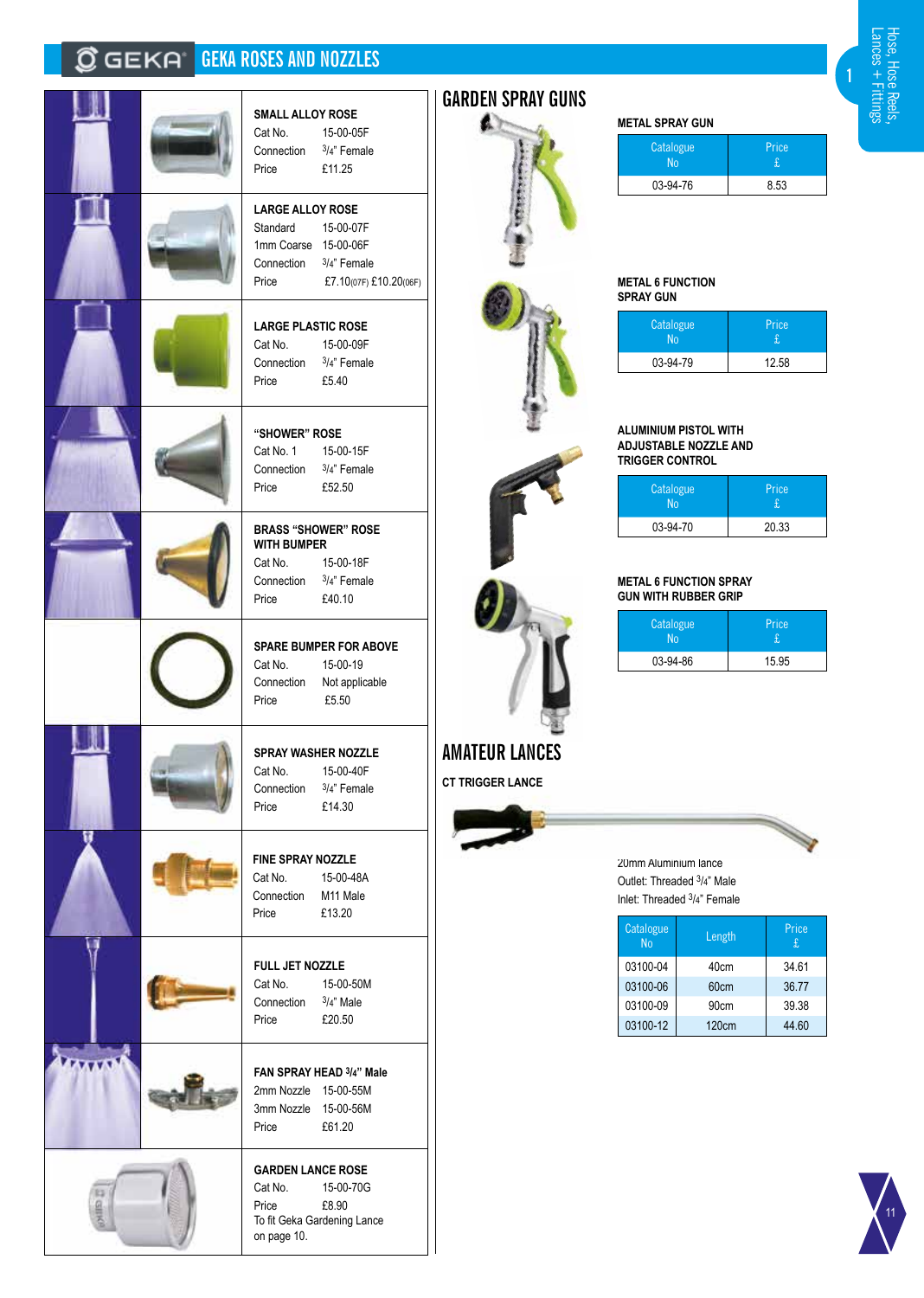# GEKA ROSES AND NOZZLES

**SMALL ALLOY ROSE**
Cat No. 15-00-05F
Connection 3/4" Female
Price £11.25

**LARGE ALLOY ROSE**
Standard 15-00-07F
1mm Coarse 15-00-06F
Connection 3/4" Female
Price £7.10(07F) £10.20(06F)

**LARGE PLASTIC ROSE**
Cat No. 15-00-09F
Connection 3/4" Female
Price £5.40

**"SHOWER" ROSE**
Cat No. 1 15-00-15F
Connection 3/4" Female
Price £52.50

**BRASS "SHOWER" ROSE WITH BUMPER**
Cat No. 15-00-18F
Connection 3/4" Female
Price £40.10

**SPARE BUMPER FOR ABOVE**
Cat No. 15-00-19
Connection Not applicable
Price £5.50

**SPRAY WASHER NOZZLE**
Cat No. 15-00-40F
Connection 3/4" Female
Price £14.30

**FINE SPRAY NOZZLE**
Cat No. 15-00-48A
Connection M11 Male
Price £13.20

**FULL JET NOZZLE**
Cat No. 15-00-50M
Connection 3/4" Male
Price £20.50

**FAN SPRAY HEAD 3/4" Male**
2mm Nozzle 15-00-55M
3mm Nozzle 15-00-56M
Price £61.20

**GARDEN LANCE ROSE**
Cat No. 15-00-70G
Price £8.90
To fit Geka Gardening Lance on page 10.

## GARDEN SPRAY GUNS

**METAL SPRAY GUN**

| Catalogue No | Price £ |
|---|---|
| 03-94-76 | 8.53 |

**METAL 6 FUNCTION SPRAY GUN**

| Catalogue No | Price £ |
|---|---|
| 03-94-79 | 12.58 |

**ALUMINIUM PISTOL WITH ADJUSTABLE NOZZLE AND TRIGGER CONTROL**

| Catalogue No | Price £ |
|---|---|
| 03-94-70 | 20.33 |

**METAL 6 FUNCTION SPRAY GUN WITH RUBBER GRIP**

| Catalogue No | Price £ |
|---|---|
| 03-94-86 | 15.95 |

## AMATEUR LANCES

**CT TRIGGER LANCE**

20mm Aluminium lance
Outlet: Threaded 3/4" Male
Inlet: Threaded 3/4" Female

| Catalogue No | Length | Price £ |
|---|---|---|
| 03100-04 | 40cm | 34.61 |
| 03100-06 | 60cm | 36.77 |
| 03100-09 | 90cm | 39.38 |
| 03100-12 | 120cm | 44.60 |